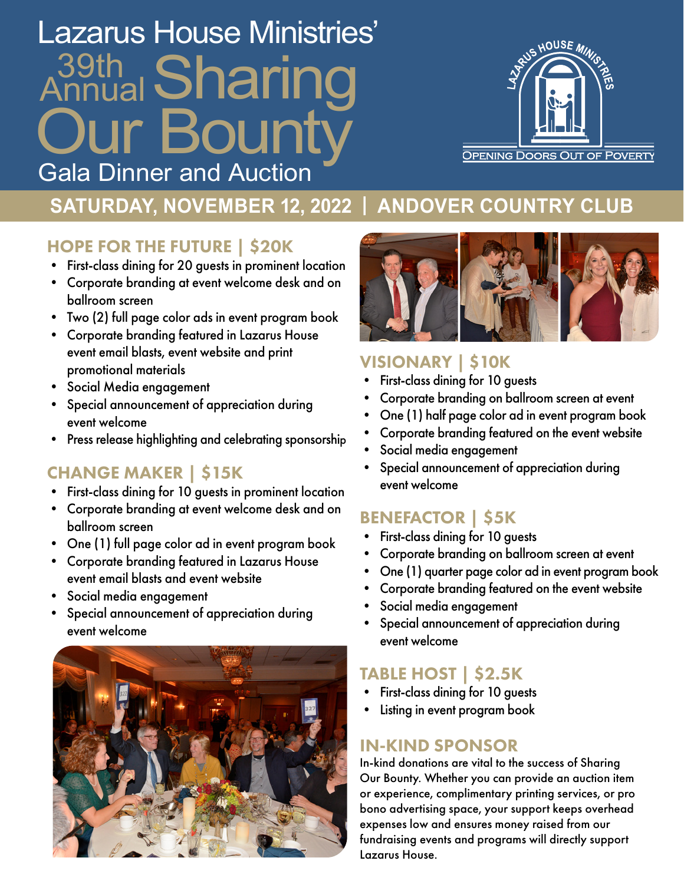# Lazarus House Ministries' 39th Annual Sharing Our Bounty

## Gala Dinner and Auction

LAZARUS HOUSE MINISTRIES

OPENING DOORS OUT OF POVERTY

**SATURDAY, NOVEMBER 12, 2022 | ANDOVER COUNTRY CLUB**

### HOPE FOR THE FUTURE | $20K

- First-class dining for 20 guests in prominent location
- Corporate branding at event welcome desk and on ballroom screen
- Two (2) full page color ads in event program book
- Corporate branding featured in Lazarus House event email blasts, event website and print promotional materials
- Social Media engagement
- Special announcement of appreciation during event welcome
- Press release highlighting and celebrating sponsorship

### CHANGE MAKER | $15K

- First-class dining for 10 guests in prominent location
- Corporate branding at event welcome desk and on ballroom screen
- One (1) full page color ad in event program book
- Corporate branding featured in Lazarus House event email blasts and event website
- Social media engagement
- Special announcement of appreciation during event welcome

### VISIONARY | $10K

- First-class dining for 10 guests
- Corporate branding on ballroom screen at event
- One (1) half page color ad in event program book
- Corporate branding featured on the event website
- Social media engagement
- Special announcement of appreciation during event welcome

### BENEFACTOR | $5K

- First-class dining for 10 guests
- Corporate branding on ballroom screen at event
- One (1) quarter page color ad in event program book
- Corporate branding featured on the event website
- Social media engagement
- Special announcement of appreciation during event welcome

### TABLE HOST | $2.5K

- First-class dining for 10 guests
- Listing in event program book

### IN-KIND SPONSOR

In-kind donations are vital to the success of Sharing Our Bounty. Whether you can provide an auction item or experience, complimentary printing services, or pro bono advertising space, your support keeps overhead expenses low and ensures money raised from our fundraising events and programs will directly support Lazarus House.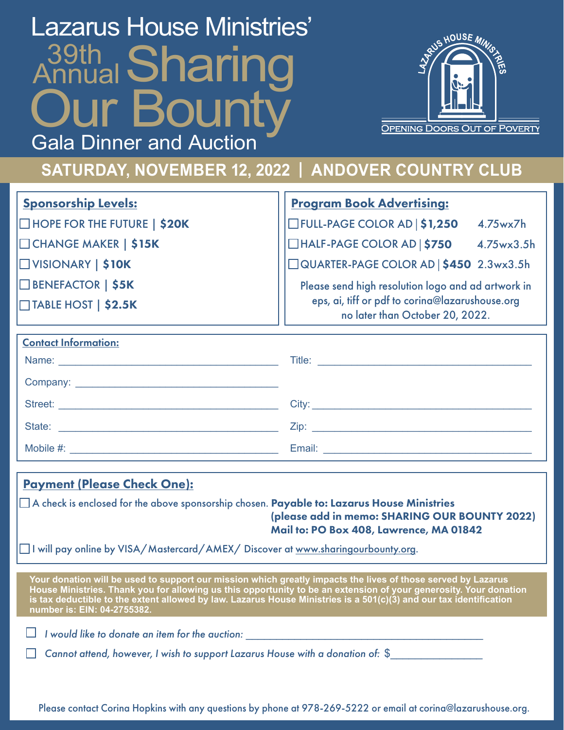# Lazarus House Ministries' 39th Annual Sharing Our Bounty

## Gala Dinner and Auction

LAZARUS HOUSE MINISTRIES
OPENING DOORS OUT OF POVERTY

**SATURDAY, NOVEMBER 12, 2022 | ANDOVER COUNTRY CLUB**

**Sponsorship Levels:**

- ☐ HOPE FOR THE FUTURE | **$20K**
- ☐ CHANGE MAKER | **$15K**
- ☐ VISIONARY | **$10K**
- ☐ BENEFACTOR | **$5K**
- ☐ TABLE HOST | **$2.5K**

**Program Book Advertising:**

- ☐ FULL-PAGE COLOR AD | **$1,250** 4.75wx7h
- ☐ HALF-PAGE COLOR AD | **$750** 4.75wx3.5h
- ☐ QUARTER-PAGE COLOR AD | **$450** 2.3wx3.5h

Please send high resolution logo and ad artwork in eps, ai, tiff or pdf to corina@lazarushouse.org no later than October 20, 2022.

**Contact Information:**

Name: ______________________________ Title: ______________________________

Company: ______________________________

Street: ______________________________ City: ______________________________

State: ______________________________ Zip: ______________________________

Mobile #: ______________________________ Email: ______________________________

**Payment (Please Check One):**

☐ A check is enclosed for the above sponsorship chosen. **Payable to: Lazarus House Ministries (please add in memo: SHARING OUR BOUNTY 2022) Mail to: PO Box 408, Lawrence, MA 01842**

☐ I will pay online by VISA/Mastercard/AMEX/ Discover at www.sharingourbounty.org.

**Your donation will be used to support our mission which greatly impacts the lives of those served by Lazarus House Ministries. Thank you for allowing us this opportunity to be an extension of your generosity. Your donation is tax deductible to the extent allowed by law. Lazarus House Ministries is a 501(c)(3) and our tax identification number is: EIN: 04-2755382.**

☐ *I would like to donate an item for the auction:* ______________________________

☐ *Cannot attend, however, I wish to support Lazarus House with a donation of:* $______________

Please contact Corina Hopkins with any questions by phone at 978-269-5222 or email at corina@lazarushouse.org.